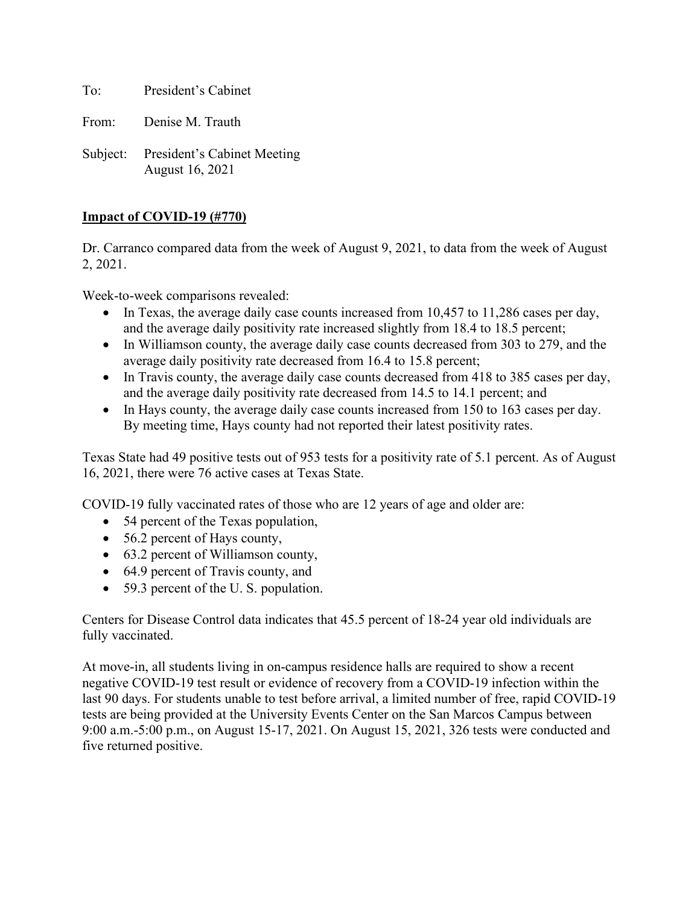To: President's Cabinet

From: Denise M. Trauth

Subject: President's Cabinet Meeting
August 16, 2021

**Impact of COVID-19 (#770)**

Dr. Carranco compared data from the week of August 9, 2021, to data from the week of August 2, 2021.

Week-to-week comparisons revealed:

- In Texas, the average daily case counts increased from 10,457 to 11,286 cases per day, and the average daily positivity rate increased slightly from 18.4 to 18.5 percent;
- In Williamson county, the average daily case counts decreased from 303 to 279, and the average daily positivity rate decreased from 16.4 to 15.8 percent;
- In Travis county, the average daily case counts decreased from 418 to 385 cases per day, and the average daily positivity rate decreased from 14.5 to 14.1 percent; and
- In Hays county, the average daily case counts increased from 150 to 163 cases per day. By meeting time, Hays county had not reported their latest positivity rates.

Texas State had 49 positive tests out of 953 tests for a positivity rate of 5.1 percent. As of August 16, 2021, there were 76 active cases at Texas State.

COVID-19 fully vaccinated rates of those who are 12 years of age and older are:

- 54 percent of the Texas population,
- 56.2 percent of Hays county,
- 63.2 percent of Williamson county,
- 64.9 percent of Travis county, and
- 59.3 percent of the U. S. population.

Centers for Disease Control data indicates that 45.5 percent of 18-24 year old individuals are fully vaccinated.

At move-in, all students living in on-campus residence halls are required to show a recent negative COVID-19 test result or evidence of recovery from a COVID-19 infection within the last 90 days. For students unable to test before arrival, a limited number of free, rapid COVID-19 tests are being provided at the University Events Center on the San Marcos Campus between 9:00 a.m.-5:00 p.m., on August 15-17, 2021. On August 15, 2021, 326 tests were conducted and five returned positive.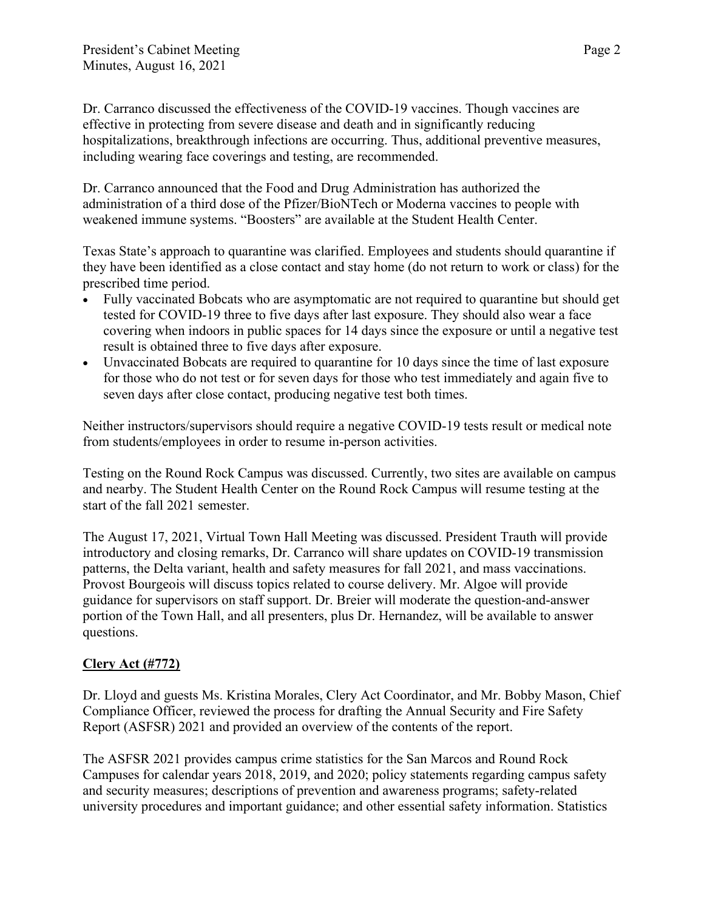Dr. Carranco discussed the effectiveness of the COVID-19 vaccines. Though vaccines are effective in protecting from severe disease and death and in significantly reducing hospitalizations, breakthrough infections are occurring. Thus, additional preventive measures, including wearing face coverings and testing, are recommended.

Dr. Carranco announced that the Food and Drug Administration has authorized the administration of a third dose of the Pfizer/BioNTech or Moderna vaccines to people with weakened immune systems. "Boosters" are available at the Student Health Center.

Texas State's approach to quarantine was clarified. Employees and students should quarantine if they have been identified as a close contact and stay home (do not return to work or class) for the prescribed time period.

- Fully vaccinated Bobcats who are asymptomatic are not required to quarantine but should get tested for COVID-19 three to five days after last exposure. They should also wear a face covering when indoors in public spaces for 14 days since the exposure or until a negative test result is obtained three to five days after exposure.
- Unvaccinated Bobcats are required to quarantine for 10 days since the time of last exposure for those who do not test or for seven days for those who test immediately and again five to seven days after close contact, producing negative test both times.

Neither instructors/supervisors should require a negative COVID-19 tests result or medical note from students/employees in order to resume in-person activities.

Testing on the Round Rock Campus was discussed. Currently, two sites are available on campus and nearby. The Student Health Center on the Round Rock Campus will resume testing at the start of the fall 2021 semester.

The August 17, 2021, Virtual Town Hall Meeting was discussed. President Trauth will provide introductory and closing remarks, Dr. Carranco will share updates on COVID-19 transmission patterns, the Delta variant, health and safety measures for fall 2021, and mass vaccinations. Provost Bourgeois will discuss topics related to course delivery. Mr. Algoe will provide guidance for supervisors on staff support. Dr. Breier will moderate the question-and-answer portion of the Town Hall, and all presenters, plus Dr. Hernandez, will be available to answer questions.

## **Clery Act (#772)**

Dr. Lloyd and guests Ms. Kristina Morales, Clery Act Coordinator, and Mr. Bobby Mason, Chief Compliance Officer, reviewed the process for drafting the Annual Security and Fire Safety Report (ASFSR) 2021 and provided an overview of the contents of the report.

The ASFSR 2021 provides campus crime statistics for the San Marcos and Round Rock Campuses for calendar years 2018, 2019, and 2020; policy statements regarding campus safety and security measures; descriptions of prevention and awareness programs; safety-related university procedures and important guidance; and other essential safety information. Statistics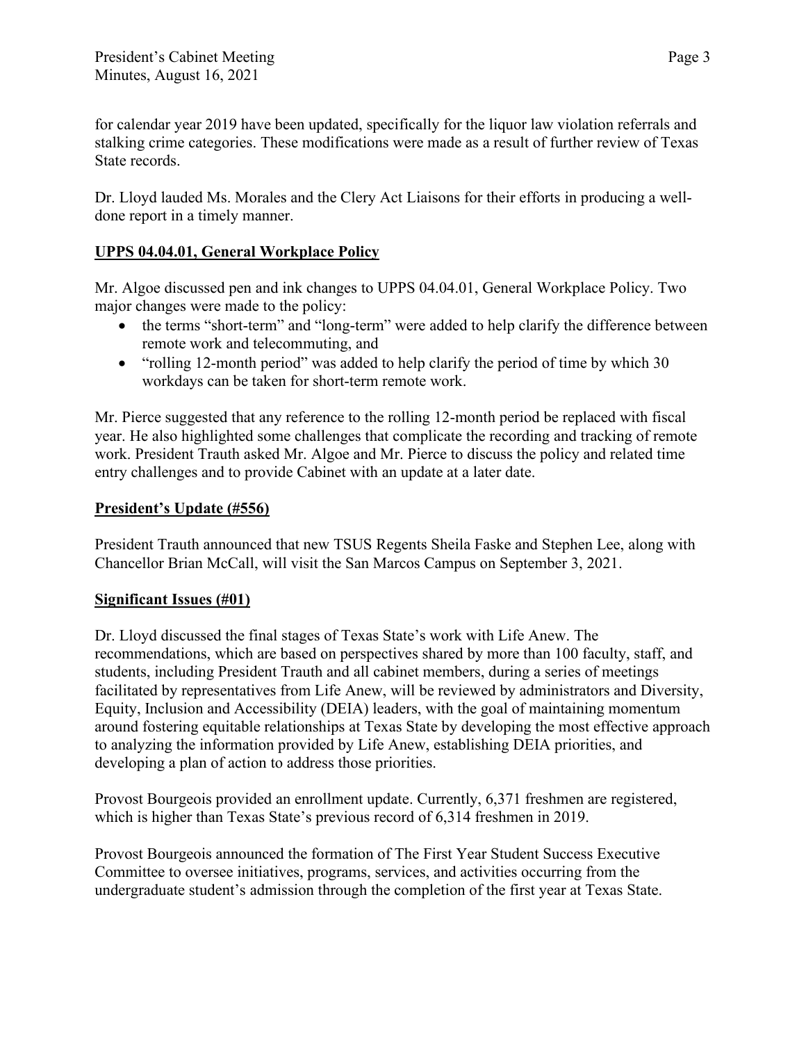for calendar year 2019 have been updated, specifically for the liquor law violation referrals and stalking crime categories. These modifications were made as a result of further review of Texas State records.

Dr. Lloyd lauded Ms. Morales and the Clery Act Liaisons for their efforts in producing a well-done report in a timely manner.

**UPPS 04.04.01, General Workplace Policy**

Mr. Algoe discussed pen and ink changes to UPPS 04.04.01, General Workplace Policy. Two major changes were made to the policy:

- the terms "short-term" and "long-term" were added to help clarify the difference between remote work and telecommuting, and
- "rolling 12-month period" was added to help clarify the period of time by which 30 workdays can be taken for short-term remote work.

Mr. Pierce suggested that any reference to the rolling 12-month period be replaced with fiscal year. He also highlighted some challenges that complicate the recording and tracking of remote work. President Trauth asked Mr. Algoe and Mr. Pierce to discuss the policy and related time entry challenges and to provide Cabinet with an update at a later date.

**President's Update (#556)**

President Trauth announced that new TSUS Regents Sheila Faske and Stephen Lee, along with Chancellor Brian McCall, will visit the San Marcos Campus on September 3, 2021.

**Significant Issues (#01)**

Dr. Lloyd discussed the final stages of Texas State's work with Life Anew. The recommendations, which are based on perspectives shared by more than 100 faculty, staff, and students, including President Trauth and all cabinet members, during a series of meetings facilitated by representatives from Life Anew, will be reviewed by administrators and Diversity, Equity, Inclusion and Accessibility (DEIA) leaders, with the goal of maintaining momentum around fostering equitable relationships at Texas State by developing the most effective approach to analyzing the information provided by Life Anew, establishing DEIA priorities, and developing a plan of action to address those priorities.

Provost Bourgeois provided an enrollment update. Currently, 6,371 freshmen are registered, which is higher than Texas State's previous record of 6,314 freshmen in 2019.

Provost Bourgeois announced the formation of The First Year Student Success Executive Committee to oversee initiatives, programs, services, and activities occurring from the undergraduate student's admission through the completion of the first year at Texas State.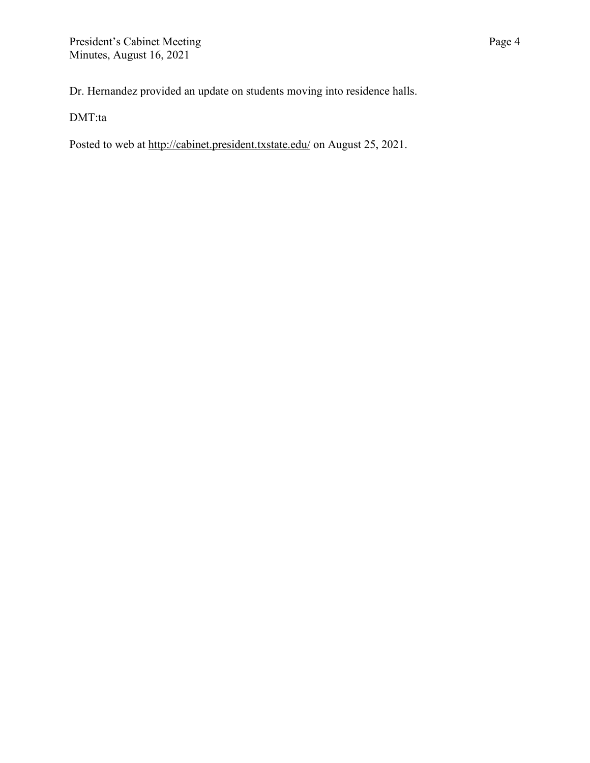Dr. Hernandez provided an update on students moving into residence halls.

DMT:ta

Posted to web at http://cabinet.president.txstate.edu/ on August 25, 2021.